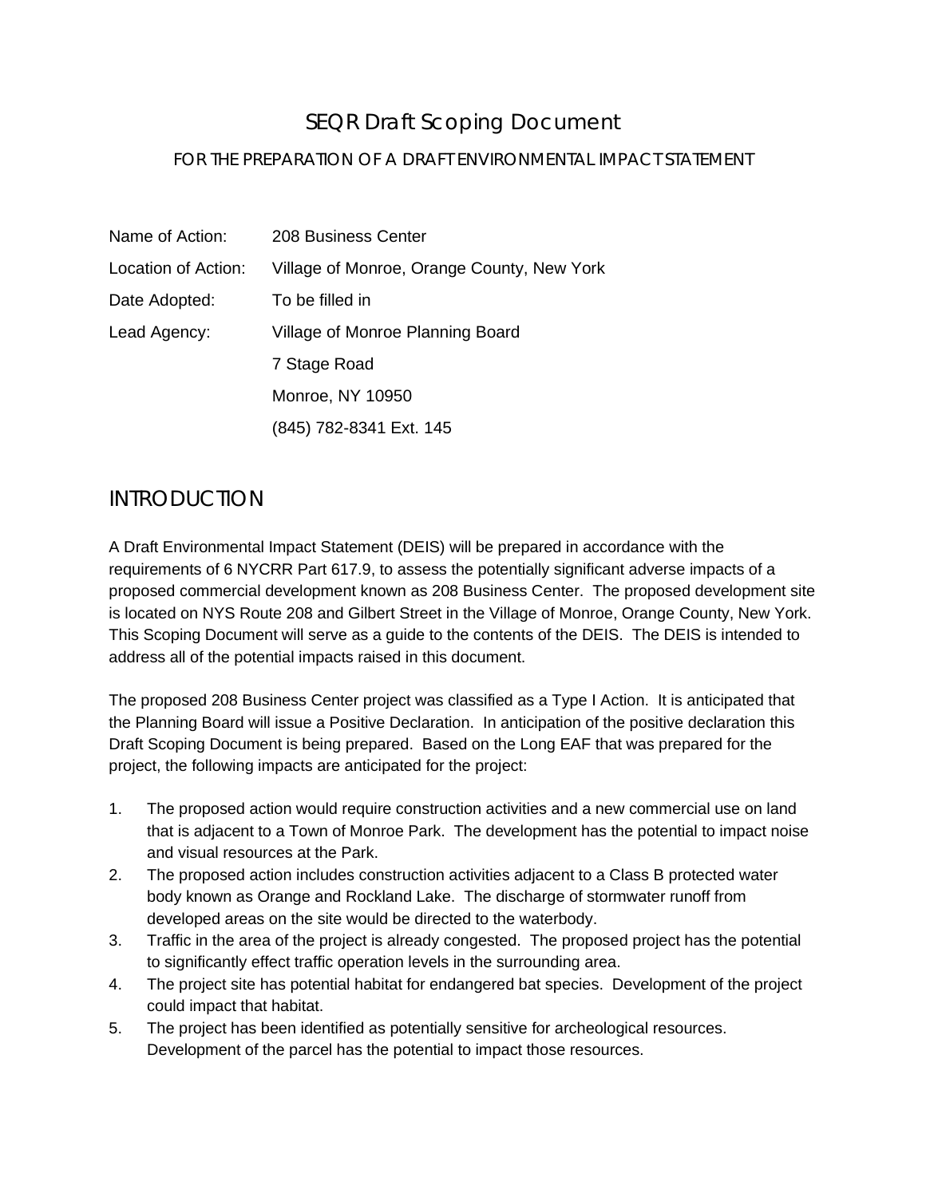# SEQR Draft Scoping Document

## FOR THE PREPARATION OF A DRAFT ENVIRONMENTAL IMPACT STATEMENT

| | |
|---|---|
| Name of Action: | 208 Business Center |
| Location of Action: | Village of Monroe, Orange County, New York |
| Date Adopted: | To be filled in |
| Lead Agency: | Village of Monroe Planning Board |
| | 7 Stage Road |
| | Monroe, NY 10950 |
| | (845) 782-8341 Ext. 145 |

## INTRODUCTION

A Draft Environmental Impact Statement (DEIS) will be prepared in accordance with the requirements of 6 NYCRR Part 617.9, to assess the potentially significant adverse impacts of a proposed commercial development known as 208 Business Center. The proposed development site is located on NYS Route 208 and Gilbert Street in the Village of Monroe, Orange County, New York. This Scoping Document will serve as a guide to the contents of the DEIS. The DEIS is intended to address all of the potential impacts raised in this document.

The proposed 208 Business Center project was classified as a Type I Action. It is anticipated that the Planning Board will issue a Positive Declaration. In anticipation of the positive declaration this Draft Scoping Document is being prepared. Based on the Long EAF that was prepared for the project, the following impacts are anticipated for the project:

1. The proposed action would require construction activities and a new commercial use on land that is adjacent to a Town of Monroe Park. The development has the potential to impact noise and visual resources at the Park.
2. The proposed action includes construction activities adjacent to a Class B protected water body known as Orange and Rockland Lake. The discharge of stormwater runoff from developed areas on the site would be directed to the waterbody.
3. Traffic in the area of the project is already congested. The proposed project has the potential to significantly effect traffic operation levels in the surrounding area.
4. The project site has potential habitat for endangered bat species. Development of the project could impact that habitat.
5. The project has been identified as potentially sensitive for archeological resources. Development of the parcel has the potential to impact those resources.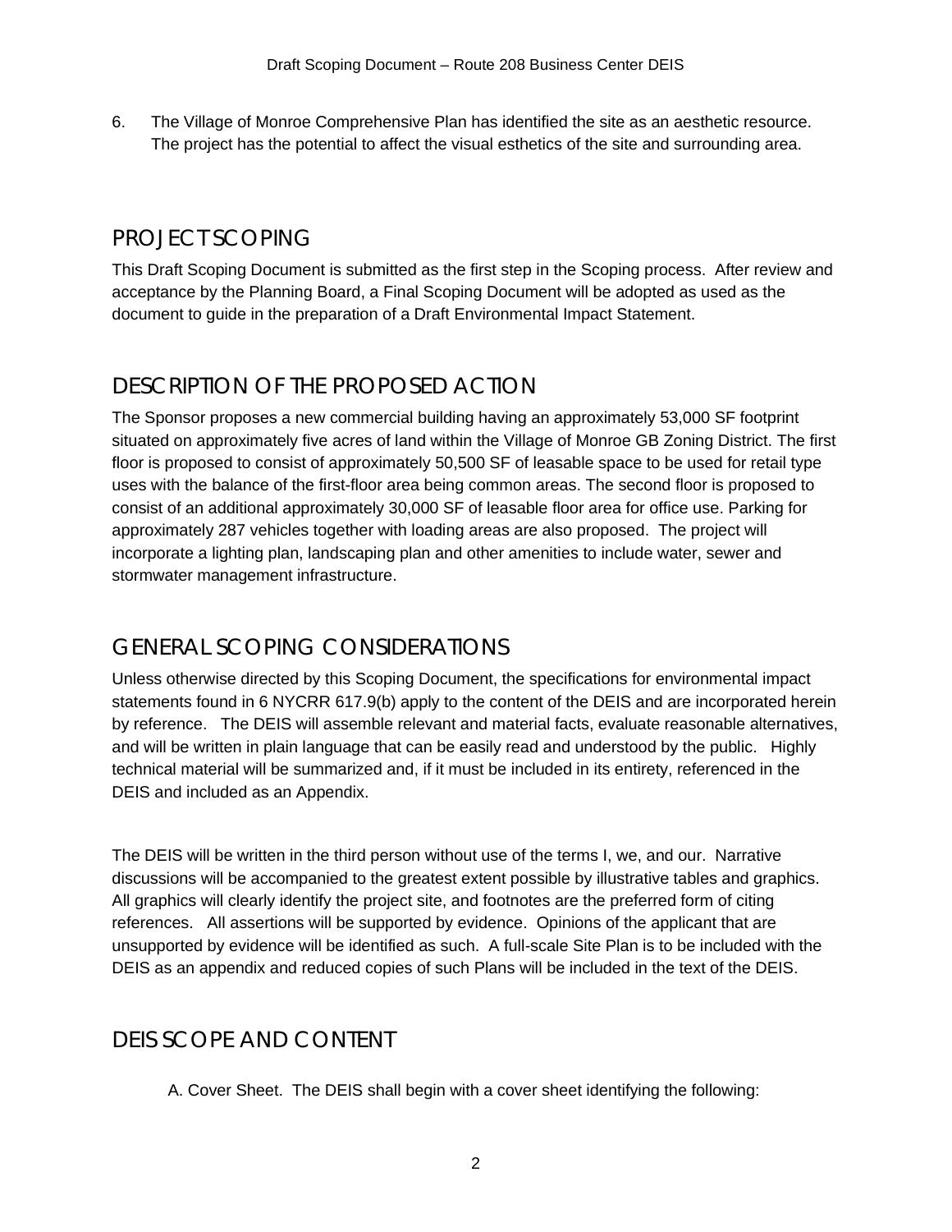6. The Village of Monroe Comprehensive Plan has identified the site as an aesthetic resource. The project has the potential to affect the visual esthetics of the site and surrounding area.

## PROJECT SCOPING

This Draft Scoping Document is submitted as the first step in the Scoping process. After review and acceptance by the Planning Board, a Final Scoping Document will be adopted as used as the document to guide in the preparation of a Draft Environmental Impact Statement.

## DESCRIPTION OF THE PROPOSED ACTION

The Sponsor proposes a new commercial building having an approximately 53,000 SF footprint situated on approximately five acres of land within the Village of Monroe GB Zoning District. The first floor is proposed to consist of approximately 50,500 SF of leasable space to be used for retail type uses with the balance of the first-floor area being common areas. The second floor is proposed to consist of an additional approximately 30,000 SF of leasable floor area for office use. Parking for approximately 287 vehicles together with loading areas are also proposed. The project will incorporate a lighting plan, landscaping plan and other amenities to include water, sewer and stormwater management infrastructure.

## GENERAL SCOPING CONSIDERATIONS

Unless otherwise directed by this Scoping Document, the specifications for environmental impact statements found in 6 NYCRR 617.9(b) apply to the content of the DEIS and are incorporated herein by reference. The DEIS will assemble relevant and material facts, evaluate reasonable alternatives, and will be written in plain language that can be easily read and understood by the public. Highly technical material will be summarized and, if it must be included in its entirety, referenced in the DEIS and included as an Appendix.

The DEIS will be written in the third person without use of the terms I, we, and our. Narrative discussions will be accompanied to the greatest extent possible by illustrative tables and graphics. All graphics will clearly identify the project site, and footnotes are the preferred form of citing references. All assertions will be supported by evidence. Opinions of the applicant that are unsupported by evidence will be identified as such. A full-scale Site Plan is to be included with the DEIS as an appendix and reduced copies of such Plans will be included in the text of the DEIS.

## DEIS SCOPE AND CONTENT

A. Cover Sheet. The DEIS shall begin with a cover sheet identifying the following: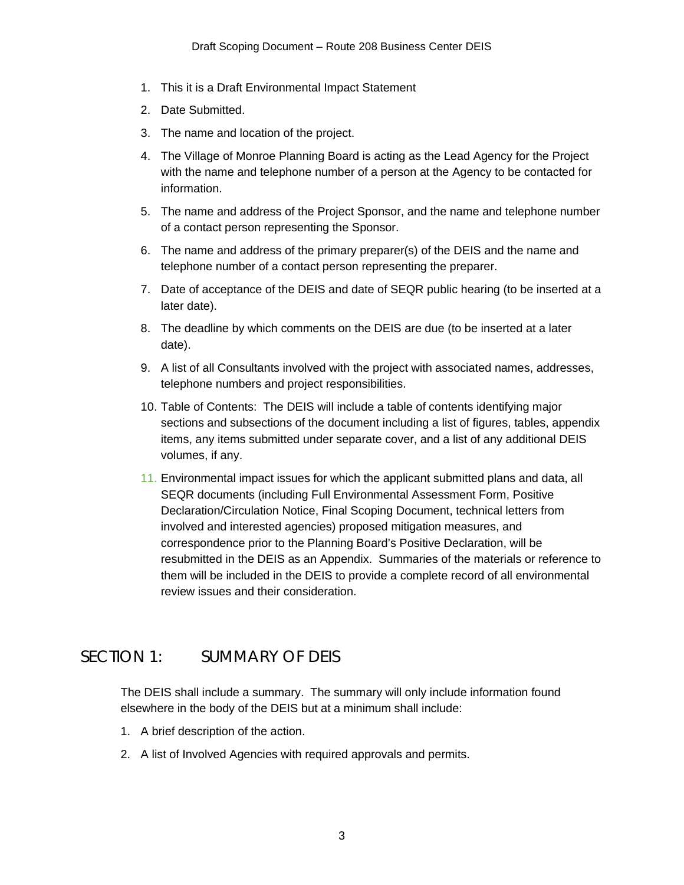1. This it is a Draft Environmental Impact Statement
2. Date Submitted.
3. The name and location of the project.
4. The Village of Monroe Planning Board is acting as the Lead Agency for the Project with the name and telephone number of a person at the Agency to be contacted for information.
5. The name and address of the Project Sponsor, and the name and telephone number of a contact person representing the Sponsor.
6. The name and address of the primary preparer(s) of the DEIS and the name and telephone number of a contact person representing the preparer.
7. Date of acceptance of the DEIS and date of SEQR public hearing (to be inserted at a later date).
8. The deadline by which comments on the DEIS are due (to be inserted at a later date).
9. A list of all Consultants involved with the project with associated names, addresses, telephone numbers and project responsibilities.
10. Table of Contents: The DEIS will include a table of contents identifying major sections and subsections of the document including a list of figures, tables, appendix items, any items submitted under separate cover, and a list of any additional DEIS volumes, if any.
11. Environmental impact issues for which the applicant submitted plans and data, all SEQR documents (including Full Environmental Assessment Form, Positive Declaration/Circulation Notice, Final Scoping Document, technical letters from involved and interested agencies) proposed mitigation measures, and correspondence prior to the Planning Board's Positive Declaration, will be resubmitted in the DEIS as an Appendix. Summaries of the materials or reference to them will be included in the DEIS to provide a complete record of all environmental review issues and their consideration.

# SECTION 1: SUMMARY OF DEIS

The DEIS shall include a summary. The summary will only include information found elsewhere in the body of the DEIS but at a minimum shall include:

1. A brief description of the action.
2. A list of Involved Agencies with required approvals and permits.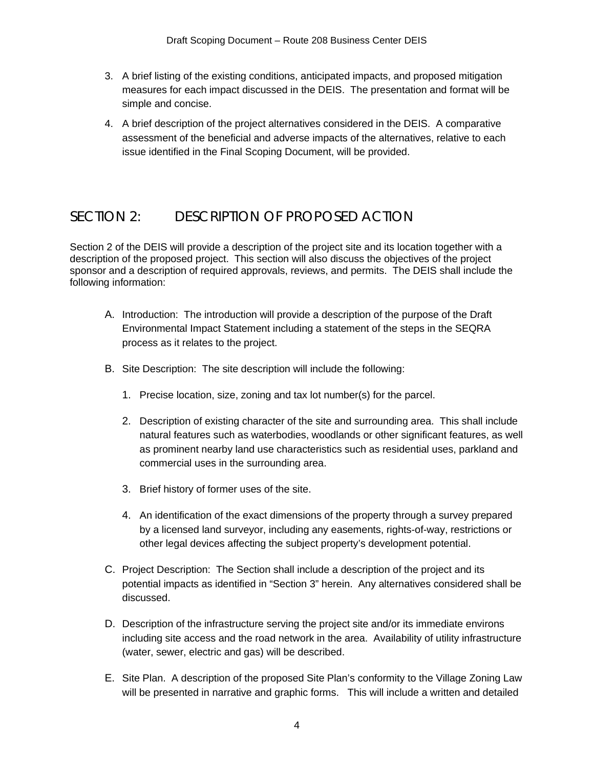3. A brief listing of the existing conditions, anticipated impacts, and proposed mitigation measures for each impact discussed in the DEIS. The presentation and format will be simple and concise.

4. A brief description of the project alternatives considered in the DEIS. A comparative assessment of the beneficial and adverse impacts of the alternatives, relative to each issue identified in the Final Scoping Document, will be provided.

## SECTION 2: DESCRIPTION OF PROPOSED ACTION

Section 2 of the DEIS will provide a description of the project site and its location together with a description of the proposed project. This section will also discuss the objectives of the project sponsor and a description of required approvals, reviews, and permits. The DEIS shall include the following information:

A. Introduction: The introduction will provide a description of the purpose of the Draft Environmental Impact Statement including a statement of the steps in the SEQRA process as it relates to the project.

B. Site Description: The site description will include the following:

   1. Precise location, size, zoning and tax lot number(s) for the parcel.

   2. Description of existing character of the site and surrounding area. This shall include natural features such as waterbodies, woodlands or other significant features, as well as prominent nearby land use characteristics such as residential uses, parkland and commercial uses in the surrounding area.

   3. Brief history of former uses of the site.

   4. An identification of the exact dimensions of the property through a survey prepared by a licensed land surveyor, including any easements, rights-of-way, restrictions or other legal devices affecting the subject property's development potential.

C. Project Description: The Section shall include a description of the project and its potential impacts as identified in "Section 3" herein. Any alternatives considered shall be discussed.

D. Description of the infrastructure serving the project site and/or its immediate environs including site access and the road network in the area. Availability of utility infrastructure (water, sewer, electric and gas) will be described.

E. Site Plan. A description of the proposed Site Plan's conformity to the Village Zoning Law will be presented in narrative and graphic forms. This will include a written and detailed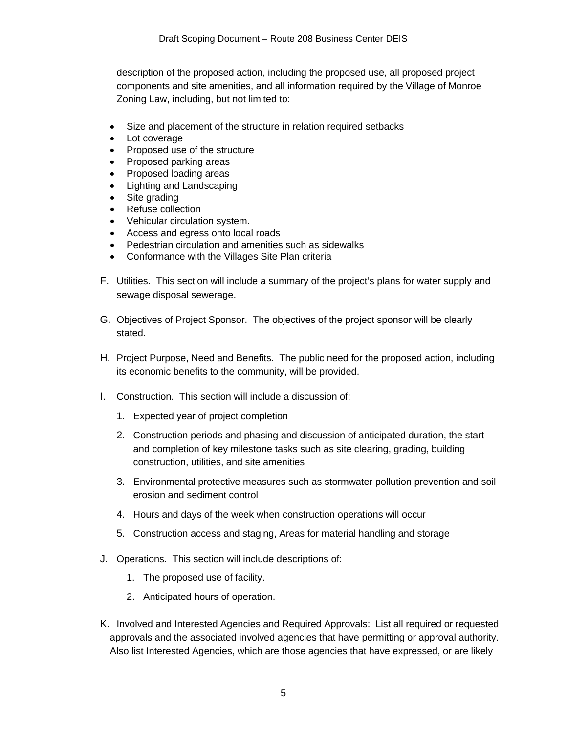description of the proposed action, including the proposed use, all proposed project components and site amenities, and all information required by the Village of Monroe Zoning Law, including, but not limited to:

- Size and placement of the structure in relation required setbacks
- Lot coverage
- Proposed use of the structure
- Proposed parking areas
- Proposed loading areas
- Lighting and Landscaping
- Site grading
- Refuse collection
- Vehicular circulation system.
- Access and egress onto local roads
- Pedestrian circulation and amenities such as sidewalks
- Conformance with the Villages Site Plan criteria

F. Utilities. This section will include a summary of the project's plans for water supply and sewage disposal sewerage.

G. Objectives of Project Sponsor. The objectives of the project sponsor will be clearly stated.

H. Project Purpose, Need and Benefits. The public need for the proposed action, including its economic benefits to the community, will be provided.

I. Construction. This section will include a discussion of:

   1. Expected year of project completion
   2. Construction periods and phasing and discussion of anticipated duration, the start and completion of key milestone tasks such as site clearing, grading, building construction, utilities, and site amenities
   3. Environmental protective measures such as stormwater pollution prevention and soil erosion and sediment control
   4. Hours and days of the week when construction operations will occur
   5. Construction access and staging, Areas for material handling and storage

J. Operations. This section will include descriptions of:

   1. The proposed use of facility.
   2. Anticipated hours of operation.

K. Involved and Interested Agencies and Required Approvals: List all required or requested approvals and the associated involved agencies that have permitting or approval authority. Also list Interested Agencies, which are those agencies that have expressed, or are likely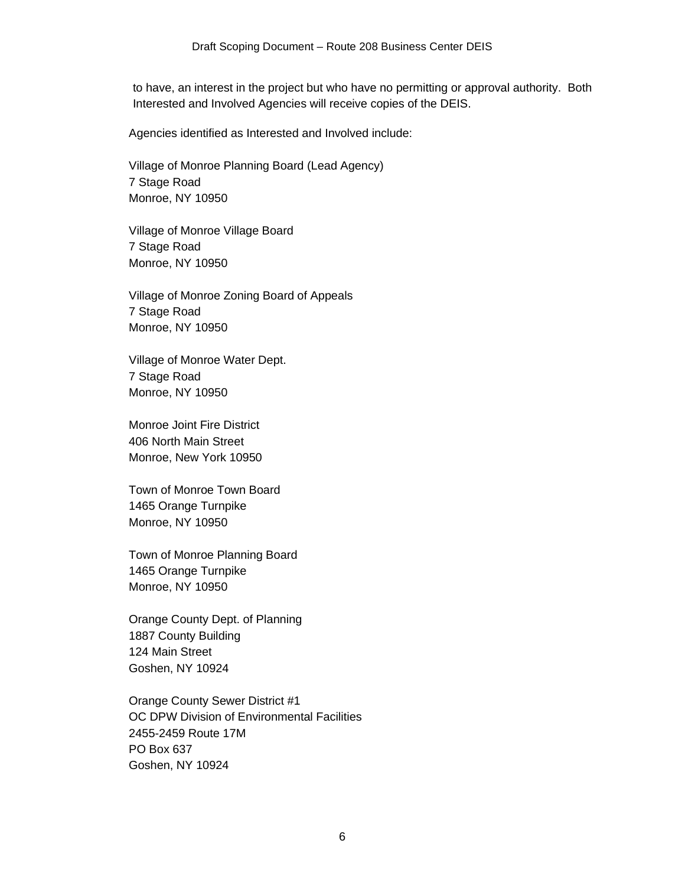to have, an interest in the project but who have no permitting or approval authority. Both Interested and Involved Agencies will receive copies of the DEIS.

Agencies identified as Interested and Involved include:

Village of Monroe Planning Board (Lead Agency)
7 Stage Road
Monroe, NY 10950

Village of Monroe Village Board
7 Stage Road
Monroe, NY 10950

Village of Monroe Zoning Board of Appeals
7 Stage Road
Monroe, NY 10950

Village of Monroe Water Dept.
7 Stage Road
Monroe, NY 10950

Monroe Joint Fire District
406 North Main Street
Monroe, New York 10950

Town of Monroe Town Board
1465 Orange Turnpike
Monroe, NY 10950

Town of Monroe Planning Board
1465 Orange Turnpike
Monroe, NY 10950

Orange County Dept. of Planning
1887 County Building
124 Main Street
Goshen, NY 10924

Orange County Sewer District #1
OC DPW Division of Environmental Facilities
2455-2459 Route 17M
PO Box 637
Goshen, NY 10924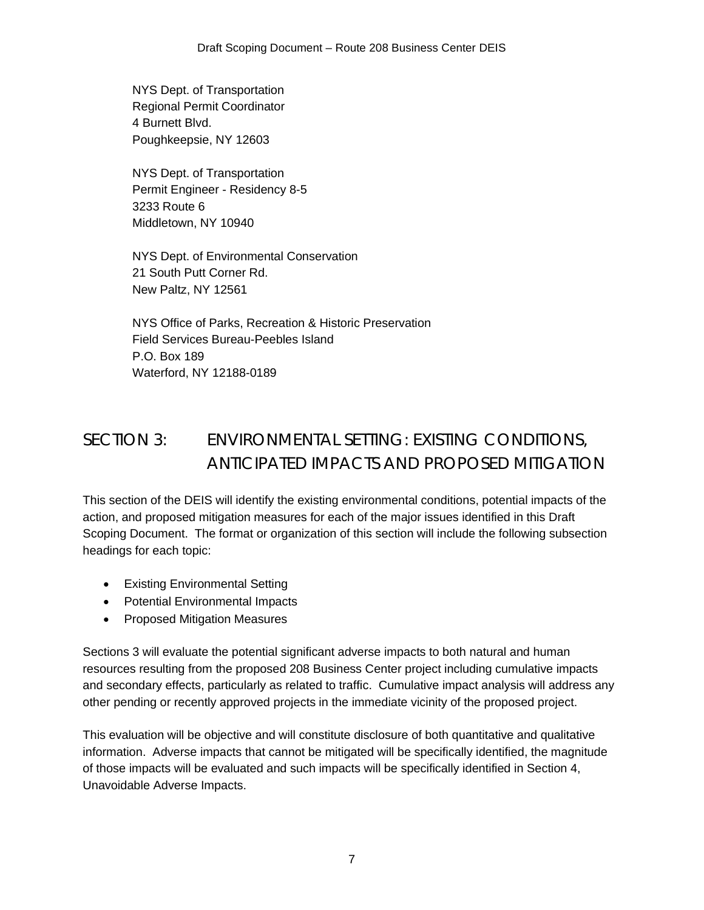NYS Dept. of Transportation
Regional Permit Coordinator
4 Burnett Blvd.
Poughkeepsie, NY 12603

NYS Dept. of Transportation
Permit Engineer - Residency 8-5
3233 Route 6
Middletown, NY 10940

NYS Dept. of Environmental Conservation
21 South Putt Corner Rd.
New Paltz, NY 12561

NYS Office of Parks, Recreation & Historic Preservation
Field Services Bureau-Peebles Island
P.O. Box 189
Waterford, NY 12188-0189

# SECTION 3: ENVIRONMENTAL SETTING: EXISTING CONDITIONS, ANTICIPATED IMPACTS AND PROPOSED MITIGATION

This section of the DEIS will identify the existing environmental conditions, potential impacts of the action, and proposed mitigation measures for each of the major issues identified in this Draft Scoping Document. The format or organization of this section will include the following subsection headings for each topic:

- Existing Environmental Setting
- Potential Environmental Impacts
- Proposed Mitigation Measures

Sections 3 will evaluate the potential significant adverse impacts to both natural and human resources resulting from the proposed 208 Business Center project including cumulative impacts and secondary effects, particularly as related to traffic. Cumulative impact analysis will address any other pending or recently approved projects in the immediate vicinity of the proposed project.

This evaluation will be objective and will constitute disclosure of both quantitative and qualitative information. Adverse impacts that cannot be mitigated will be specifically identified, the magnitude of those impacts will be evaluated and such impacts will be specifically identified in Section 4, Unavoidable Adverse Impacts.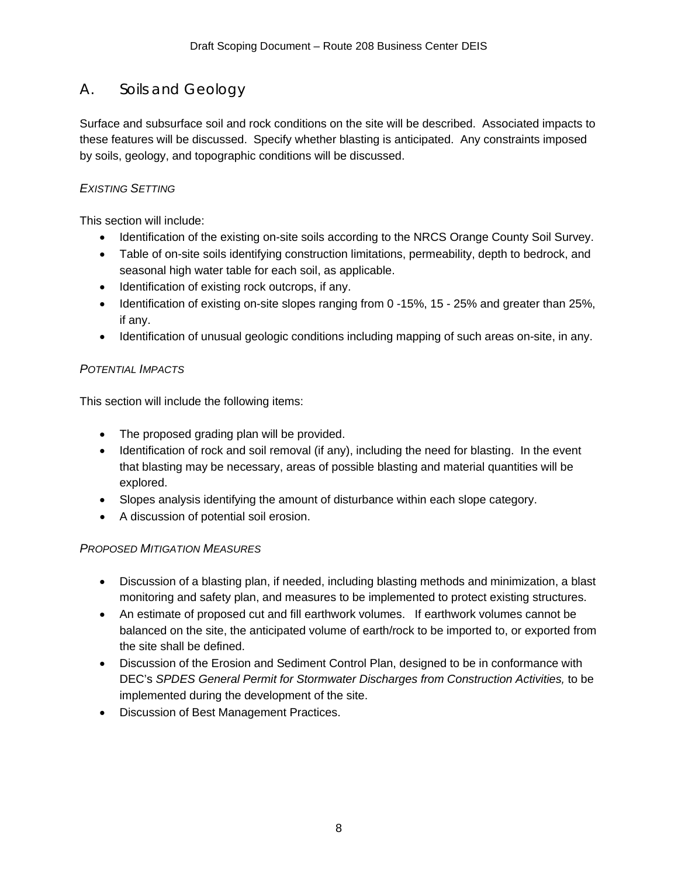## A. Soils and Geology

Surface and subsurface soil and rock conditions on the site will be described. Associated impacts to these features will be discussed. Specify whether blasting is anticipated. Any constraints imposed by soils, geology, and topographic conditions will be discussed.

*EXISTING SETTING*

This section will include:

- Identification of the existing on-site soils according to the NRCS Orange County Soil Survey.
- Table of on-site soils identifying construction limitations, permeability, depth to bedrock, and seasonal high water table for each soil, as applicable.
- Identification of existing rock outcrops, if any.
- Identification of existing on-site slopes ranging from 0 -15%, 15 - 25% and greater than 25%, if any.
- Identification of unusual geologic conditions including mapping of such areas on-site, in any.

*POTENTIAL IMPACTS*

This section will include the following items:

- The proposed grading plan will be provided.
- Identification of rock and soil removal (if any), including the need for blasting. In the event that blasting may be necessary, areas of possible blasting and material quantities will be explored.
- Slopes analysis identifying the amount of disturbance within each slope category.
- A discussion of potential soil erosion.

*PROPOSED MITIGATION MEASURES*

- Discussion of a blasting plan, if needed, including blasting methods and minimization, a blast monitoring and safety plan, and measures to be implemented to protect existing structures.
- An estimate of proposed cut and fill earthwork volumes. If earthwork volumes cannot be balanced on the site, the anticipated volume of earth/rock to be imported to, or exported from the site shall be defined.
- Discussion of the Erosion and Sediment Control Plan, designed to be in conformance with DEC's *SPDES General Permit for Stormwater Discharges from Construction Activities,* to be implemented during the development of the site.
- Discussion of Best Management Practices.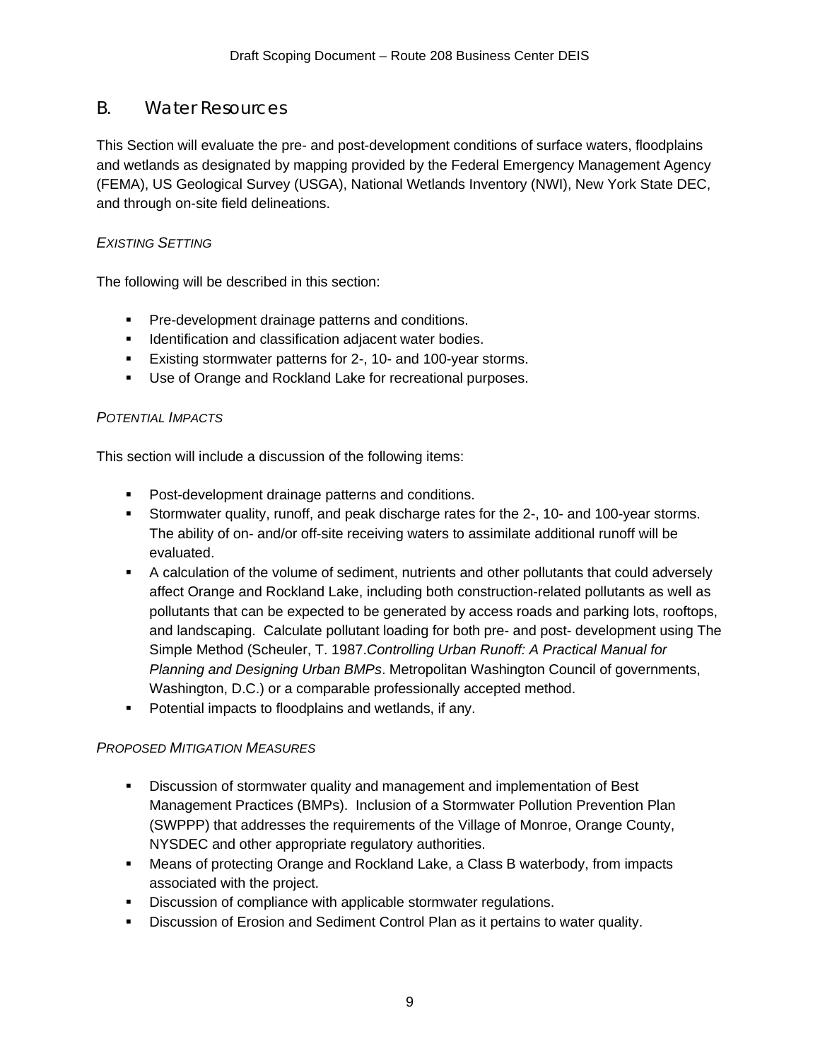## B. Water Resources

This Section will evaluate the pre- and post-development conditions of surface waters, floodplains and wetlands as designated by mapping provided by the Federal Emergency Management Agency (FEMA), US Geological Survey (USGA), National Wetlands Inventory (NWI), New York State DEC, and through on-site field delineations.

*EXISTING SETTING*

The following will be described in this section:

- Pre-development drainage patterns and conditions.
- Identification and classification adjacent water bodies.
- Existing stormwater patterns for 2-, 10- and 100-year storms.
- Use of Orange and Rockland Lake for recreational purposes.

*POTENTIAL IMPACTS*

This section will include a discussion of the following items:

- Post-development drainage patterns and conditions.
- Stormwater quality, runoff, and peak discharge rates for the 2-, 10- and 100-year storms. The ability of on- and/or off-site receiving waters to assimilate additional runoff will be evaluated.
- A calculation of the volume of sediment, nutrients and other pollutants that could adversely affect Orange and Rockland Lake, including both construction-related pollutants as well as pollutants that can be expected to be generated by access roads and parking lots, rooftops, and landscaping. Calculate pollutant loading for both pre- and post- development using The Simple Method (Scheuler, T. 1987.*Controlling Urban Runoff: A Practical Manual for Planning and Designing Urban BMPs*. Metropolitan Washington Council of governments, Washington, D.C.) or a comparable professionally accepted method.
- Potential impacts to floodplains and wetlands, if any.

*PROPOSED MITIGATION MEASURES*

- Discussion of stormwater quality and management and implementation of Best Management Practices (BMPs). Inclusion of a Stormwater Pollution Prevention Plan (SWPPP) that addresses the requirements of the Village of Monroe, Orange County, NYSDEC and other appropriate regulatory authorities.
- Means of protecting Orange and Rockland Lake, a Class B waterbody, from impacts associated with the project.
- Discussion of compliance with applicable stormwater regulations.
- Discussion of Erosion and Sediment Control Plan as it pertains to water quality.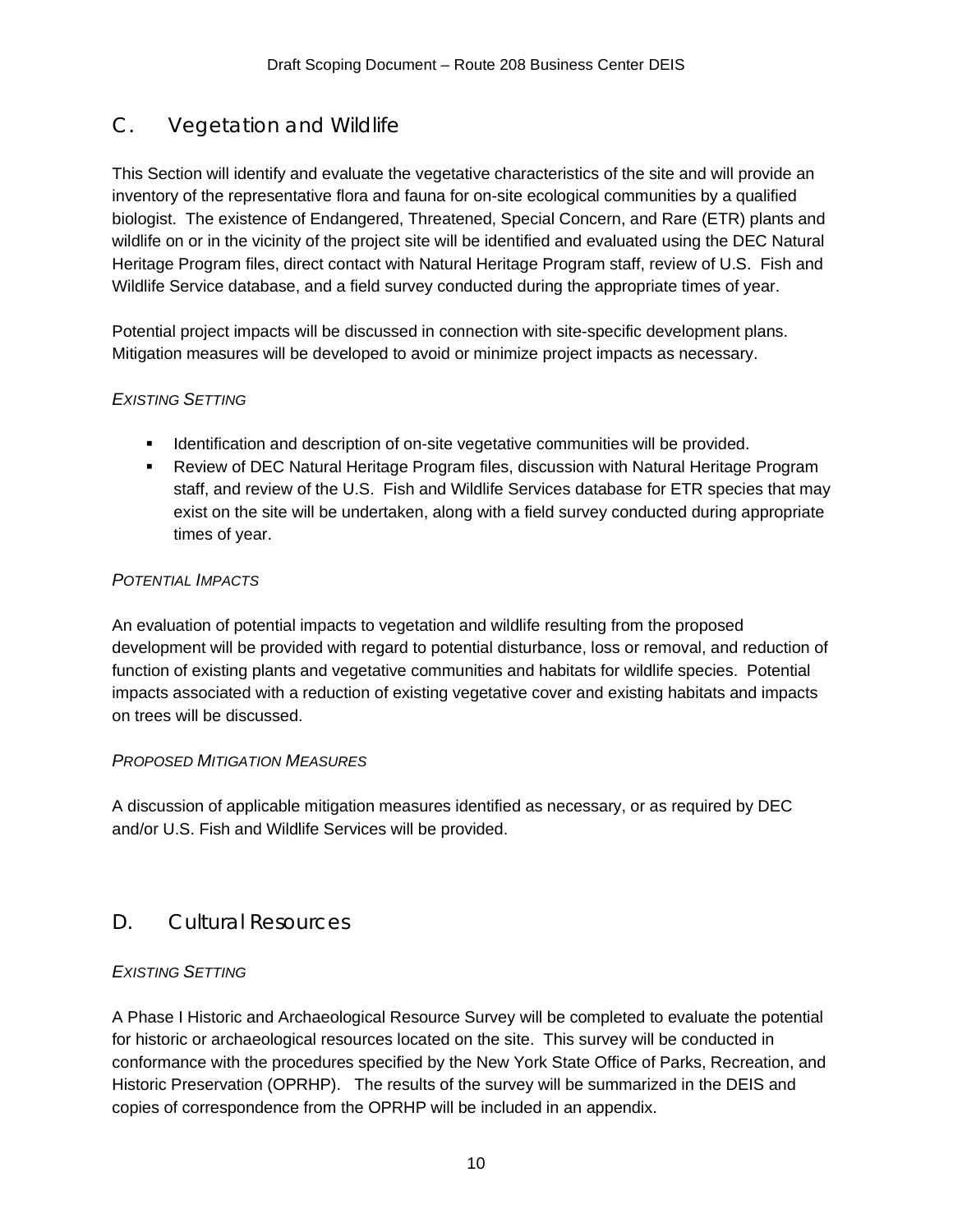## C. Vegetation and Wildlife

This Section will identify and evaluate the vegetative characteristics of the site and will provide an inventory of the representative flora and fauna for on-site ecological communities by a qualified biologist. The existence of Endangered, Threatened, Special Concern, and Rare (ETR) plants and wildlife on or in the vicinity of the project site will be identified and evaluated using the DEC Natural Heritage Program files, direct contact with Natural Heritage Program staff, review of U.S. Fish and Wildlife Service database, and a field survey conducted during the appropriate times of year.

Potential project impacts will be discussed in connection with site-specific development plans. Mitigation measures will be developed to avoid or minimize project impacts as necessary.

*EXISTING SETTING*

- Identification and description of on-site vegetative communities will be provided.
- Review of DEC Natural Heritage Program files, discussion with Natural Heritage Program staff, and review of the U.S. Fish and Wildlife Services database for ETR species that may exist on the site will be undertaken, along with a field survey conducted during appropriate times of year.

*POTENTIAL IMPACTS*

An evaluation of potential impacts to vegetation and wildlife resulting from the proposed development will be provided with regard to potential disturbance, loss or removal, and reduction of function of existing plants and vegetative communities and habitats for wildlife species. Potential impacts associated with a reduction of existing vegetative cover and existing habitats and impacts on trees will be discussed.

*PROPOSED MITIGATION MEASURES*

A discussion of applicable mitigation measures identified as necessary, or as required by DEC and/or U.S. Fish and Wildlife Services will be provided.

## D. Cultural Resources

*EXISTING SETTING*

A Phase I Historic and Archaeological Resource Survey will be completed to evaluate the potential for historic or archaeological resources located on the site. This survey will be conducted in conformance with the procedures specified by the New York State Office of Parks, Recreation, and Historic Preservation (OPRHP). The results of the survey will be summarized in the DEIS and copies of correspondence from the OPRHP will be included in an appendix.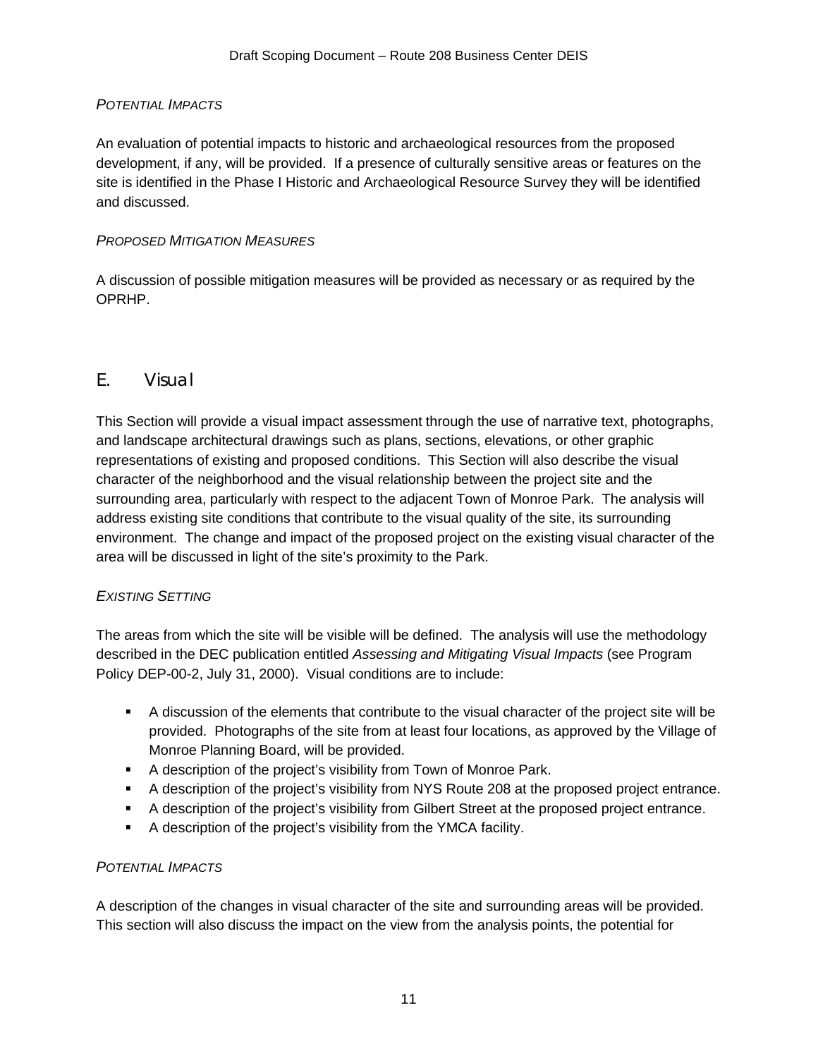*POTENTIAL IMPACTS*

An evaluation of potential impacts to historic and archaeological resources from the proposed development, if any, will be provided. If a presence of culturally sensitive areas or features on the site is identified in the Phase I Historic and Archaeological Resource Survey they will be identified and discussed.

*PROPOSED MITIGATION MEASURES*

A discussion of possible mitigation measures will be provided as necessary or as required by the OPRHP.

## E. Visual

This Section will provide a visual impact assessment through the use of narrative text, photographs, and landscape architectural drawings such as plans, sections, elevations, or other graphic representations of existing and proposed conditions. This Section will also describe the visual character of the neighborhood and the visual relationship between the project site and the surrounding area, particularly with respect to the adjacent Town of Monroe Park. The analysis will address existing site conditions that contribute to the visual quality of the site, its surrounding environment. The change and impact of the proposed project on the existing visual character of the area will be discussed in light of the site's proximity to the Park.

*EXISTING SETTING*

The areas from which the site will be visible will be defined. The analysis will use the methodology described in the DEC publication entitled *Assessing and Mitigating Visual Impacts* (see Program Policy DEP-00-2, July 31, 2000). Visual conditions are to include:

- A discussion of the elements that contribute to the visual character of the project site will be provided. Photographs of the site from at least four locations, as approved by the Village of Monroe Planning Board, will be provided.
- A description of the project's visibility from Town of Monroe Park.
- A description of the project's visibility from NYS Route 208 at the proposed project entrance.
- A description of the project's visibility from Gilbert Street at the proposed project entrance.
- A description of the project's visibility from the YMCA facility.

*POTENTIAL IMPACTS*

A description of the changes in visual character of the site and surrounding areas will be provided. This section will also discuss the impact on the view from the analysis points, the potential for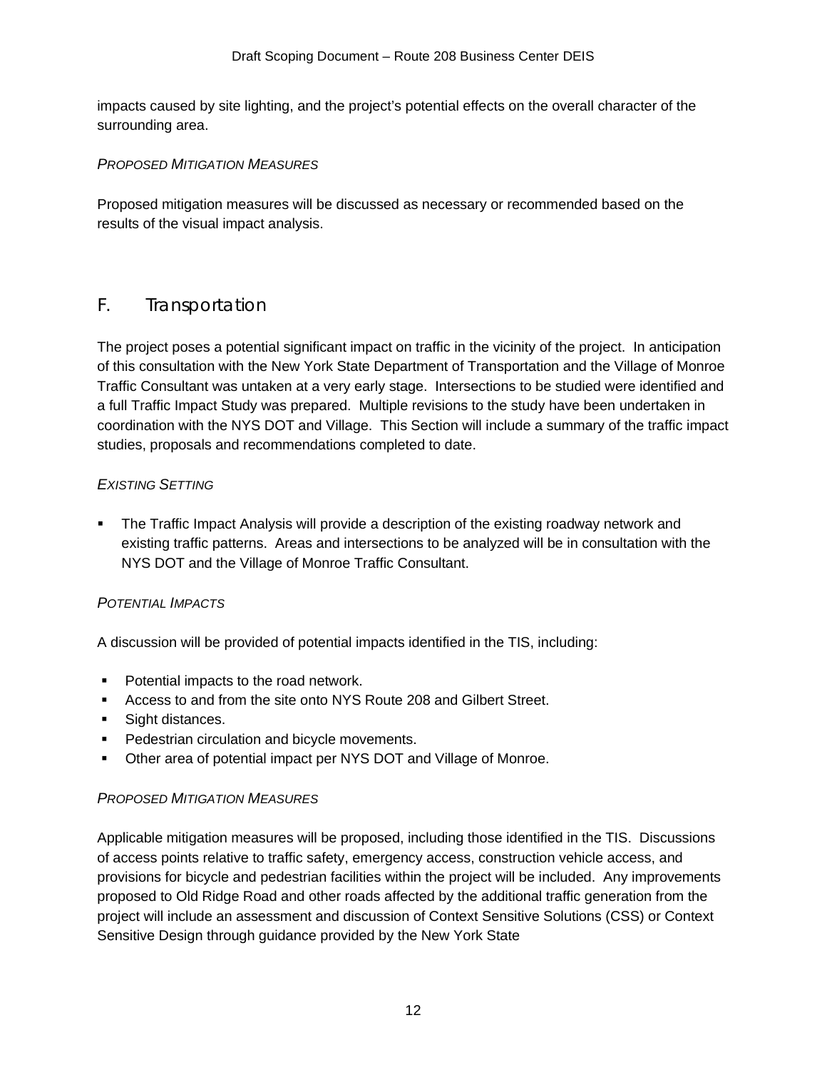impacts caused by site lighting, and the project's potential effects on the overall character of the surrounding area.

*PROPOSED MITIGATION MEASURES*

Proposed mitigation measures will be discussed as necessary or recommended based on the results of the visual impact analysis.

## F. Transportation

The project poses a potential significant impact on traffic in the vicinity of the project. In anticipation of this consultation with the New York State Department of Transportation and the Village of Monroe Traffic Consultant was untaken at a very early stage. Intersections to be studied were identified and a full Traffic Impact Study was prepared. Multiple revisions to the study have been undertaken in coordination with the NYS DOT and Village. This Section will include a summary of the traffic impact studies, proposals and recommendations completed to date.

*EXISTING SETTING*

- The Traffic Impact Analysis will provide a description of the existing roadway network and existing traffic patterns. Areas and intersections to be analyzed will be in consultation with the NYS DOT and the Village of Monroe Traffic Consultant.

*POTENTIAL IMPACTS*

A discussion will be provided of potential impacts identified in the TIS, including:

- Potential impacts to the road network.
- Access to and from the site onto NYS Route 208 and Gilbert Street.
- Sight distances.
- Pedestrian circulation and bicycle movements.
- Other area of potential impact per NYS DOT and Village of Monroe.

*PROPOSED MITIGATION MEASURES*

Applicable mitigation measures will be proposed, including those identified in the TIS. Discussions of access points relative to traffic safety, emergency access, construction vehicle access, and provisions for bicycle and pedestrian facilities within the project will be included. Any improvements proposed to Old Ridge Road and other roads affected by the additional traffic generation from the project will include an assessment and discussion of Context Sensitive Solutions (CSS) or Context Sensitive Design through guidance provided by the New York State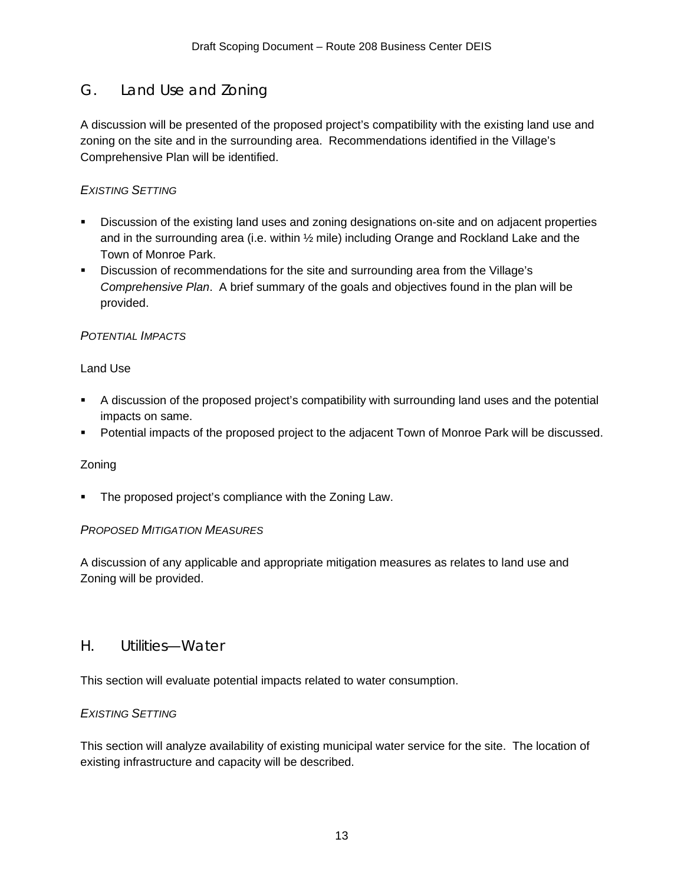## G. Land Use and Zoning

A discussion will be presented of the proposed project's compatibility with the existing land use and zoning on the site and in the surrounding area. Recommendations identified in the Village's Comprehensive Plan will be identified.

*EXISTING SETTING*

- Discussion of the existing land uses and zoning designations on-site and on adjacent properties and in the surrounding area (i.e. within ½ mile) including Orange and Rockland Lake and the Town of Monroe Park.
- Discussion of recommendations for the site and surrounding area from the Village's *Comprehensive Plan*. A brief summary of the goals and objectives found in the plan will be provided.

*POTENTIAL IMPACTS*

Land Use

- A discussion of the proposed project's compatibility with surrounding land uses and the potential impacts on same.
- Potential impacts of the proposed project to the adjacent Town of Monroe Park will be discussed.

Zoning

- The proposed project's compliance with the Zoning Law.

*PROPOSED MITIGATION MEASURES*

A discussion of any applicable and appropriate mitigation measures as relates to land use and Zoning will be provided.

## H. Utilities—Water

This section will evaluate potential impacts related to water consumption.

*EXISTING SETTING*

This section will analyze availability of existing municipal water service for the site. The location of existing infrastructure and capacity will be described.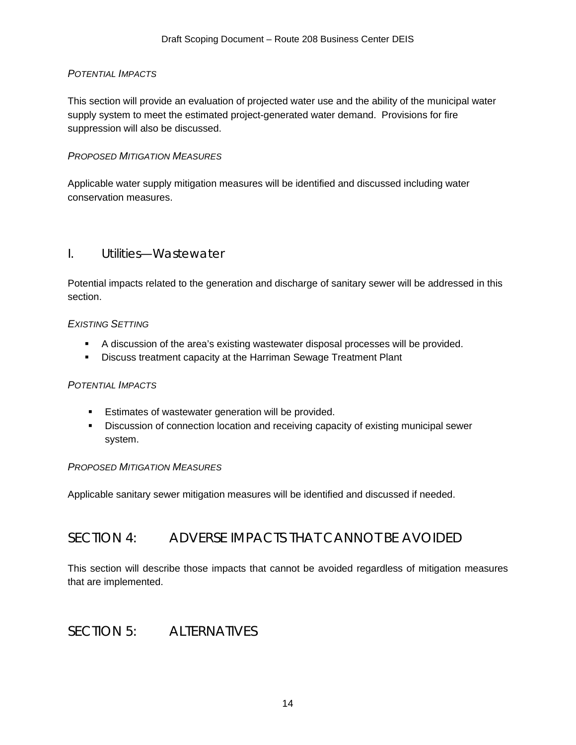*POTENTIAL IMPACTS*

This section will provide an evaluation of projected water use and the ability of the municipal water supply system to meet the estimated project-generated water demand. Provisions for fire suppression will also be discussed.

*PROPOSED MITIGATION MEASURES*

Applicable water supply mitigation measures will be identified and discussed including water conservation measures.

## I. Utilities—Wastewater

Potential impacts related to the generation and discharge of sanitary sewer will be addressed in this section.

*EXISTING SETTING*

- A discussion of the area's existing wastewater disposal processes will be provided.
- Discuss treatment capacity at the Harriman Sewage Treatment Plant

*POTENTIAL IMPACTS*

- Estimates of wastewater generation will be provided.
- Discussion of connection location and receiving capacity of existing municipal sewer system.

*PROPOSED MITIGATION MEASURES*

Applicable sanitary sewer mitigation measures will be identified and discussed if needed.

# SECTION 4: ADVERSE IMPACTS THAT CANNOT BE AVOIDED

This section will describe those impacts that cannot be avoided regardless of mitigation measures that are implemented.

# SECTION 5: ALTERNATIVES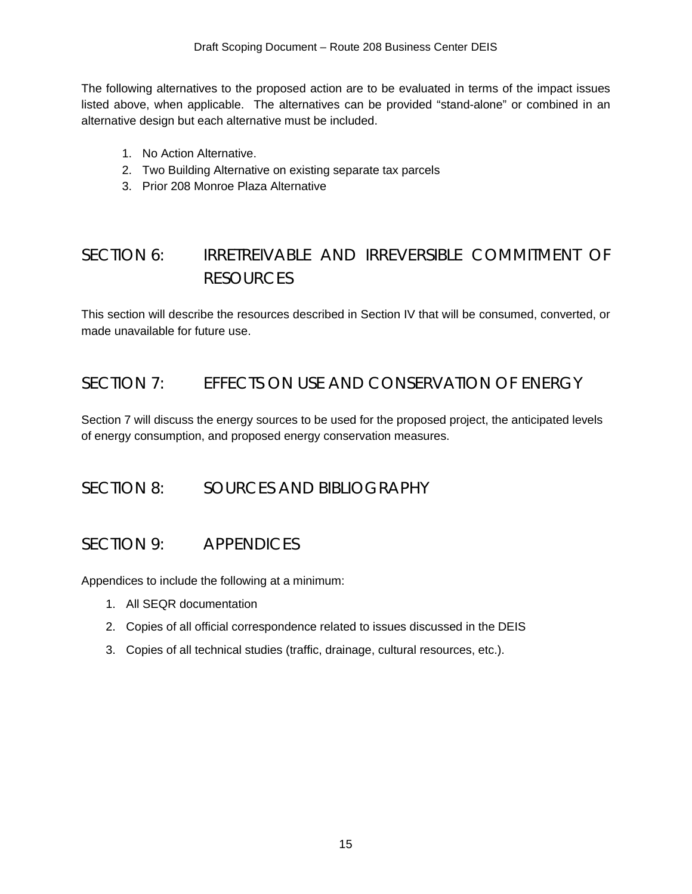The following alternatives to the proposed action are to be evaluated in terms of the impact issues listed above, when applicable. The alternatives can be provided "stand-alone" or combined in an alternative design but each alternative must be included.

1. No Action Alternative.
2. Two Building Alternative on existing separate tax parcels
3. Prior 208 Monroe Plaza Alternative

## SECTION 6: IRRETREIVABLE AND IRREVERSIBLE COMMITMENT OF RESOURCES

This section will describe the resources described in Section IV that will be consumed, converted, or made unavailable for future use.

## SECTION 7: EFFECTS ON USE AND CONSERVATION OF ENERGY

Section 7 will discuss the energy sources to be used for the proposed project, the anticipated levels of energy consumption, and proposed energy conservation measures.

## SECTION 8: SOURCES AND BIBLIOGRAPHY

## SECTION 9: APPENDICES

Appendices to include the following at a minimum:

1. All SEQR documentation
2. Copies of all official correspondence related to issues discussed in the DEIS
3. Copies of all technical studies (traffic, drainage, cultural resources, etc.).